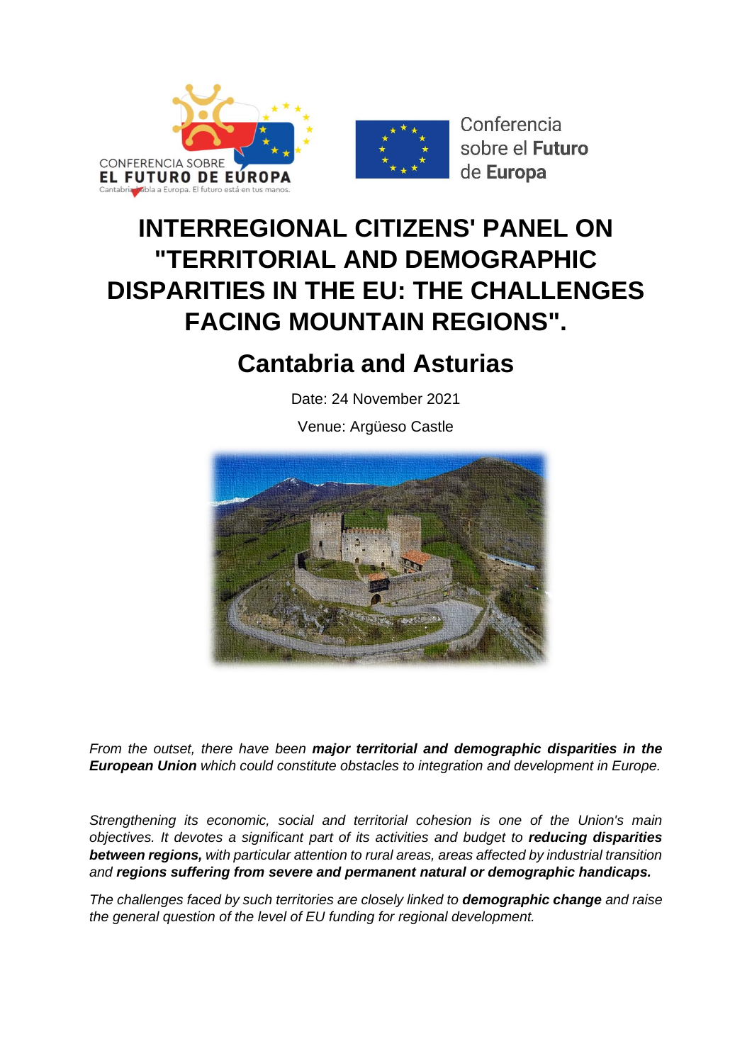# INTERREGIONAL CITIZENS' PANEL ON "TERRITORIAL AND DEMOGRAPHIC DISPARITIES IN THE EU: THE CHALLENGES FACING MOUNTAIN REGIONS".

## Cantabria and Asturias

Date: 24 November 2021

Venue: Argüeso Castle

*From the outset, there have been **major territorial and demographic disparities in the European Union** which could constitute obstacles to integration and development in Europe.*

*Strengthening its economic, social and territorial cohesion is one of the Union's main objectives. It devotes a significant part of its activities and budget to **reducing disparities between regions,** with particular attention to rural areas, areas affected by industrial transition and **regions suffering from severe and permanent natural or demographic handicaps.***

*The challenges faced by such territories are closely linked to **demographic change** and raise the general question of the level of EU funding for regional development.*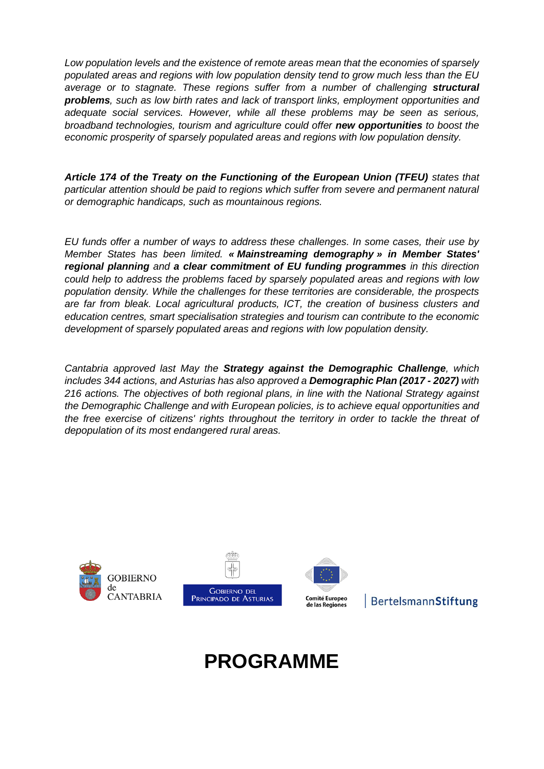*Low population levels and the existence of remote areas mean that the economies of sparsely populated areas and regions with low population density tend to grow much less than the EU average or to stagnate. These regions suffer from a number of challenging **structural problems**, such as low birth rates and lack of transport links, employment opportunities and adequate social services. However, while all these problems may be seen as serious, broadband technologies, tourism and agriculture could offer **new opportunities** to boost the economic prosperity of sparsely populated areas and regions with low population density.*

***Article 174 of the Treaty on the Functioning of the European Union (TFEU)** states that particular attention should be paid to regions which suffer from severe and permanent natural or demographic handicaps, such as mountainous regions.*

*EU funds offer a number of ways to address these challenges. In some cases, their use by Member States has been limited. **« Mainstreaming demography » in Member States' regional planning** and **a clear commitment of EU funding programmes** in this direction could help to address the problems faced by sparsely populated areas and regions with low population density. While the challenges for these territories are considerable, the prospects are far from bleak. Local agricultural products, ICT, the creation of business clusters and education centres, smart specialisation strategies and tourism can contribute to the economic development of sparsely populated areas and regions with low population density.*

*Cantabria approved last May the **Strategy against the Demographic Challenge**, which includes 344 actions, and Asturias has also approved a **Demographic Plan (2017 - 2027)** with 216 actions. The objectives of both regional plans, in line with the National Strategy against the Demographic Challenge and with European policies, is to achieve equal opportunities and the free exercise of citizens' rights throughout the territory in order to tackle the threat of depopulation of its most endangered rural areas.*

GOBIERNO de CANTABRIA | GOBIERNO DEL PRINCIPADO DE ASTURIAS | Comité Europeo de las Regiones | BertelsmannStiftung

# PROGRAMME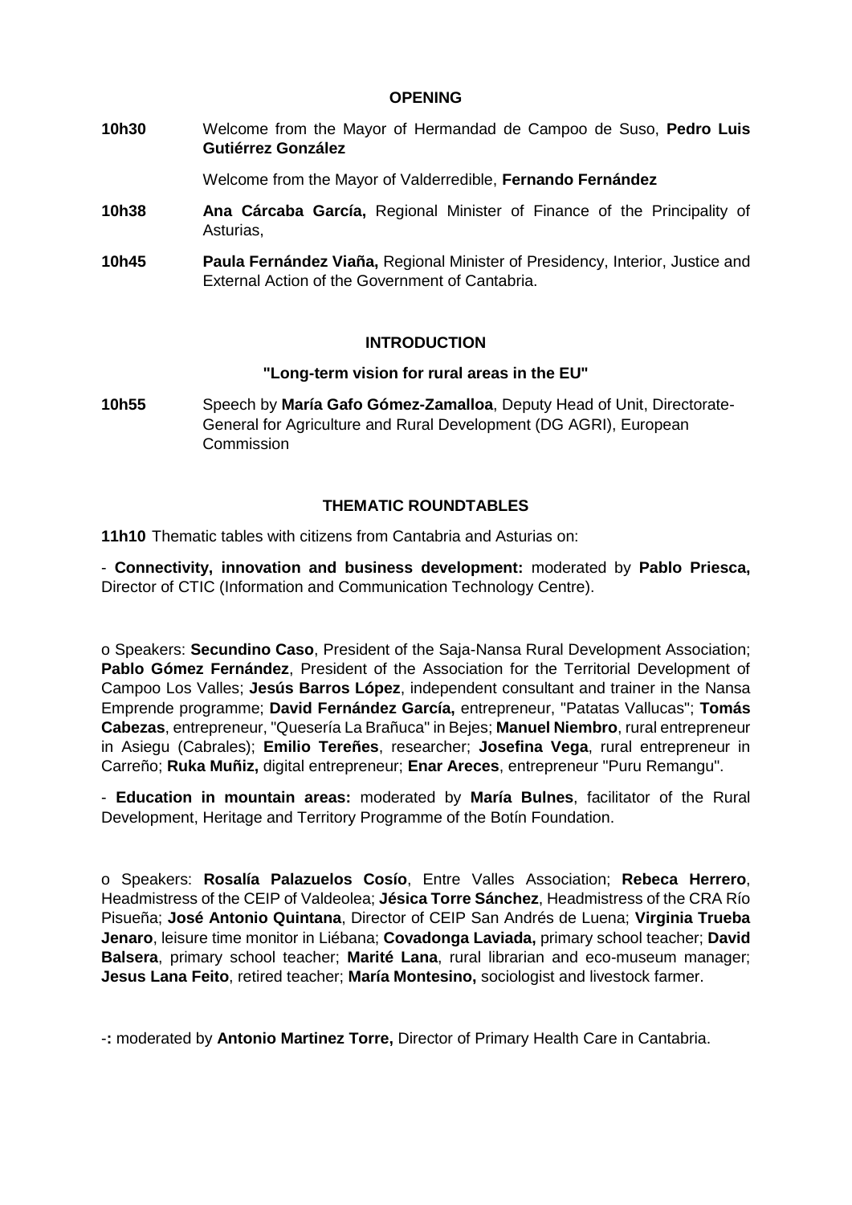**OPENING**

**10h30** Welcome from the Mayor of Hermandad de Campoo de Suso, **Pedro Luis Gutiérrez González**

Welcome from the Mayor of Valderredible, **Fernando Fernández**

**10h38** **Ana Cárcaba García,** Regional Minister of Finance of the Principality of Asturias,

**10h45** **Paula Fernández Viaña,** Regional Minister of Presidency, Interior, Justice and External Action of the Government of Cantabria.

**INTRODUCTION**

**"Long-term vision for rural areas in the EU"**

**10h55** Speech by **María Gafo Gómez-Zamalloa**, Deputy Head of Unit, Directorate-General for Agriculture and Rural Development (DG AGRI), European Commission

**THEMATIC ROUNDTABLES**

**11h10** Thematic tables with citizens from Cantabria and Asturias on:

- **Connectivity, innovation and business development:** moderated by **Pablo Priesca,** Director of CTIC (Information and Communication Technology Centre).

o Speakers: **Secundino Caso**, President of the Saja-Nansa Rural Development Association; **Pablo Gómez Fernández**, President of the Association for the Territorial Development of Campoo Los Valles; **Jesús Barros López**, independent consultant and trainer in the Nansa Emprende programme; **David Fernández García,** entrepreneur, "Patatas Vallucas"; **Tomás Cabezas**, entrepreneur, "Quesería La Brañuca" in Bejes; **Manuel Niembro**, rural entrepreneur in Asiegu (Cabrales); **Emilio Tereñes**, researcher; **Josefina Vega**, rural entrepreneur in Carreño; **Ruka Muñiz,** digital entrepreneur; **Enar Areces**, entrepreneur "Puru Remangu".

- **Education in mountain areas:** moderated by **María Bulnes**, facilitator of the Rural Development, Heritage and Territory Programme of the Botín Foundation.

o Speakers: **Rosalía Palazuelos Cosío**, Entre Valles Association; **Rebeca Herrero**, Headmistress of the CEIP of Valdeolea; **Jésica Torre Sánchez**, Headmistress of the CRA Río Pisueña; **José Antonio Quintana**, Director of CEIP San Andrés de Luena; **Virginia Trueba Jenaro**, leisure time monitor in Liébana; **Covadonga Laviada,** primary school teacher; **David Balsera**, primary school teacher; **Marité Lana**, rural librarian and eco-museum manager; **Jesus Lana Feito**, retired teacher; **María Montesino,** sociologist and livestock farmer.

-**:** moderated by **Antonio Martinez Torre,** Director of Primary Health Care in Cantabria.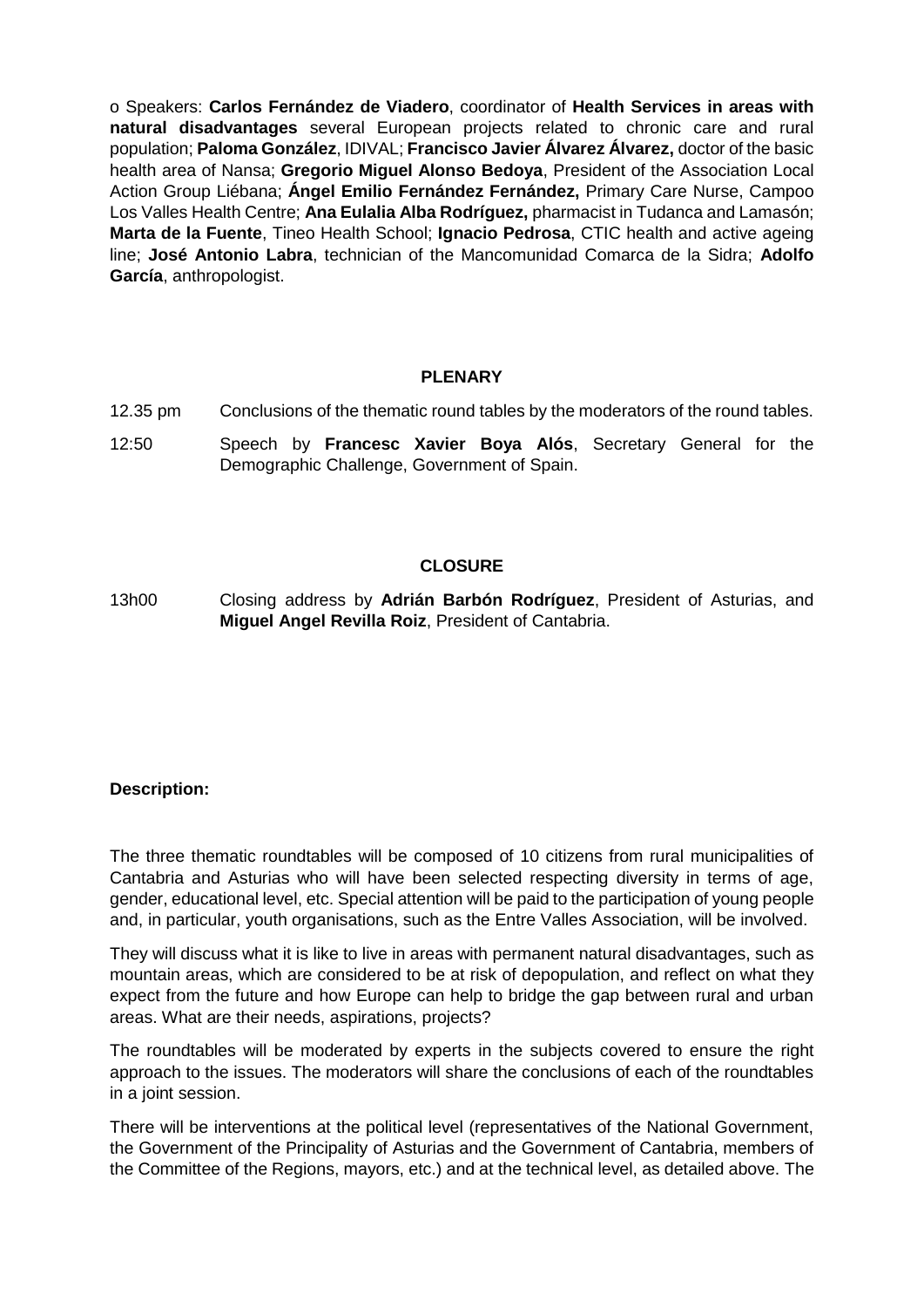o Speakers: **Carlos Fernández de Viadero**, coordinator of **Health Services in areas with natural disadvantages** several European projects related to chronic care and rural population; **Paloma González**, IDIVAL; **Francisco Javier Álvarez Álvarez,** doctor of the basic health area of Nansa; **Gregorio Miguel Alonso Bedoya**, President of the Association Local Action Group Liébana; **Ángel Emilio Fernández Fernández,** Primary Care Nurse, Campoo Los Valles Health Centre; **Ana Eulalia Alba Rodríguez,** pharmacist in Tudanca and Lamasón; **Marta de la Fuente**, Tineo Health School; **Ignacio Pedrosa**, CTIC health and active ageing line; **José Antonio Labra**, technician of the Mancomunidad Comarca de la Sidra; **Adolfo García**, anthropologist.

**PLENARY**

12.35 pm Conclusions of the thematic round tables by the moderators of the round tables.

12:50 Speech by **Francesc Xavier Boya Alós**, Secretary General for the Demographic Challenge, Government of Spain.

**CLOSURE**

13h00 Closing address by **Adrián Barbón Rodríguez**, President of Asturias, and **Miguel Angel Revilla Roiz**, President of Cantabria.

**Description:**

The three thematic roundtables will be composed of 10 citizens from rural municipalities of Cantabria and Asturias who will have been selected respecting diversity in terms of age, gender, educational level, etc. Special attention will be paid to the participation of young people and, in particular, youth organisations, such as the Entre Valles Association, will be involved.

They will discuss what it is like to live in areas with permanent natural disadvantages, such as mountain areas, which are considered to be at risk of depopulation, and reflect on what they expect from the future and how Europe can help to bridge the gap between rural and urban areas. What are their needs, aspirations, projects?

The roundtables will be moderated by experts in the subjects covered to ensure the right approach to the issues. The moderators will share the conclusions of each of the roundtables in a joint session.

There will be interventions at the political level (representatives of the National Government, the Government of the Principality of Asturias and the Government of Cantabria, members of the Committee of the Regions, mayors, etc.) and at the technical level, as detailed above. The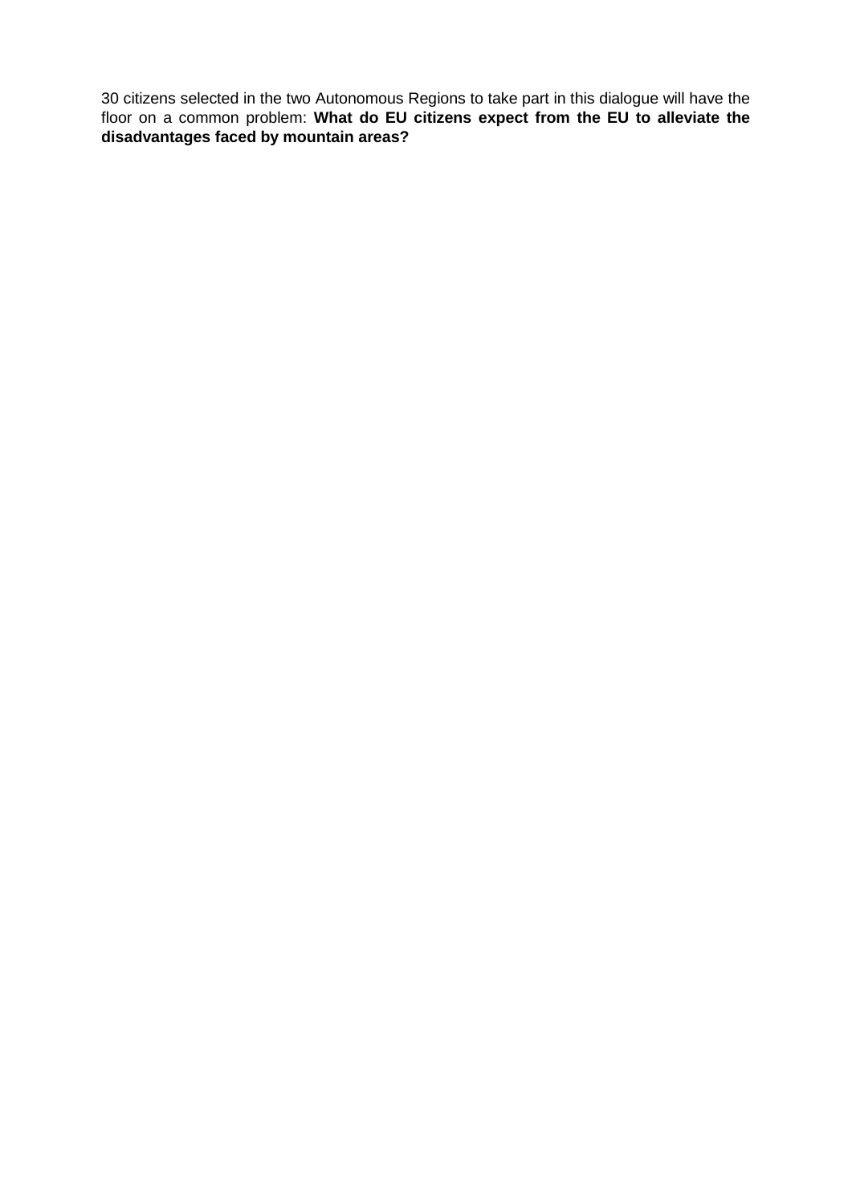30 citizens selected in the two Autonomous Regions to take part in this dialogue will have the floor on a common problem: **What do EU citizens expect from the EU to alleviate the disadvantages faced by mountain areas?**